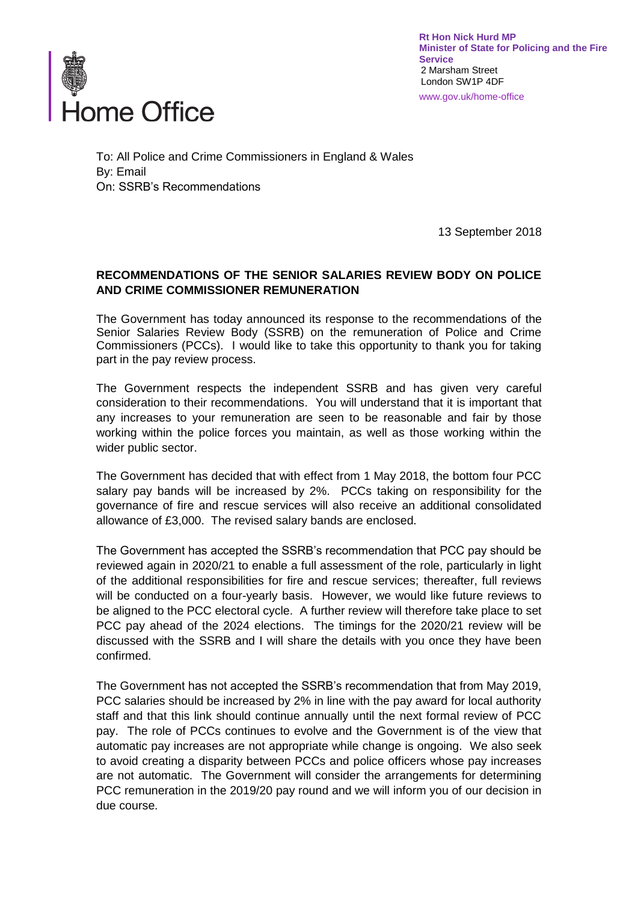Home Office

**Rt Hon Nick Hurd MP**
**Minister of State for Policing and the Fire Service**
2 Marsham Street
London SW1P 4DF
www.gov.uk/home-office

To: All Police and Crime Commissioners in England & Wales
By: Email
On: SSRB's Recommendations

13 September 2018

**RECOMMENDATIONS OF THE SENIOR SALARIES REVIEW BODY ON POLICE AND CRIME COMMISSIONER REMUNERATION**

The Government has today announced its response to the recommendations of the Senior Salaries Review Body (SSRB) on the remuneration of Police and Crime Commissioners (PCCs). I would like to take this opportunity to thank you for taking part in the pay review process.

The Government respects the independent SSRB and has given very careful consideration to their recommendations. You will understand that it is important that any increases to your remuneration are seen to be reasonable and fair by those working within the police forces you maintain, as well as those working within the wider public sector.

The Government has decided that with effect from 1 May 2018, the bottom four PCC salary pay bands will be increased by 2%. PCCs taking on responsibility for the governance of fire and rescue services will also receive an additional consolidated allowance of £3,000. The revised salary bands are enclosed.

The Government has accepted the SSRB's recommendation that PCC pay should be reviewed again in 2020/21 to enable a full assessment of the role, particularly in light of the additional responsibilities for fire and rescue services; thereafter, full reviews will be conducted on a four-yearly basis. However, we would like future reviews to be aligned to the PCC electoral cycle. A further review will therefore take place to set PCC pay ahead of the 2024 elections. The timings for the 2020/21 review will be discussed with the SSRB and I will share the details with you once they have been confirmed.

The Government has not accepted the SSRB's recommendation that from May 2019, PCC salaries should be increased by 2% in line with the pay award for local authority staff and that this link should continue annually until the next formal review of PCC pay. The role of PCCs continues to evolve and the Government is of the view that automatic pay increases are not appropriate while change is ongoing. We also seek to avoid creating a disparity between PCCs and police officers whose pay increases are not automatic. The Government will consider the arrangements for determining PCC remuneration in the 2019/20 pay round and we will inform you of our decision in due course.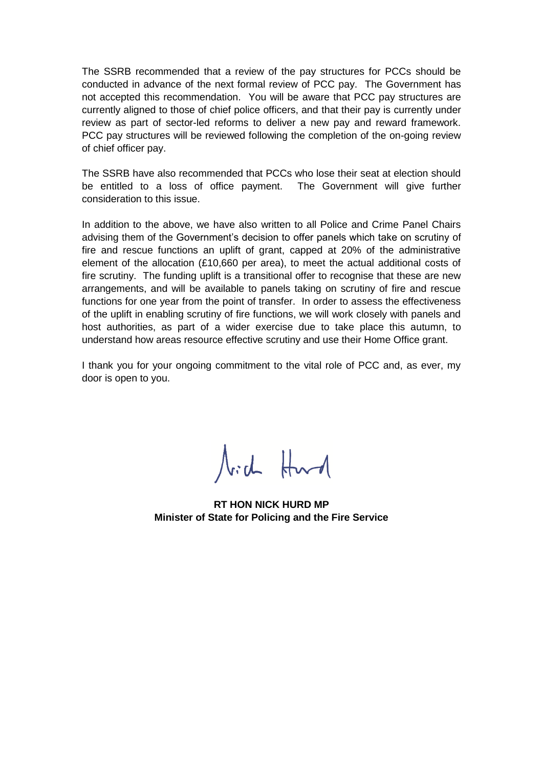The SSRB recommended that a review of the pay structures for PCCs should be conducted in advance of the next formal review of PCC pay. The Government has not accepted this recommendation. You will be aware that PCC pay structures are currently aligned to those of chief police officers, and that their pay is currently under review as part of sector-led reforms to deliver a new pay and reward framework. PCC pay structures will be reviewed following the completion of the on-going review of chief officer pay.

The SSRB have also recommended that PCCs who lose their seat at election should be entitled to a loss of office payment. The Government will give further consideration to this issue.

In addition to the above, we have also written to all Police and Crime Panel Chairs advising them of the Government's decision to offer panels which take on scrutiny of fire and rescue functions an uplift of grant, capped at 20% of the administrative element of the allocation (£10,660 per area), to meet the actual additional costs of fire scrutiny. The funding uplift is a transitional offer to recognise that these are new arrangements, and will be available to panels taking on scrutiny of fire and rescue functions for one year from the point of transfer. In order to assess the effectiveness of the uplift in enabling scrutiny of fire functions, we will work closely with panels and host authorities, as part of a wider exercise due to take place this autumn, to understand how areas resource effective scrutiny and use their Home Office grant.

I thank you for your ongoing commitment to the vital role of PCC and, as ever, my door is open to you.

Nick Hurd

**RT HON NICK HURD MP**
**Minister of State for Policing and the Fire Service**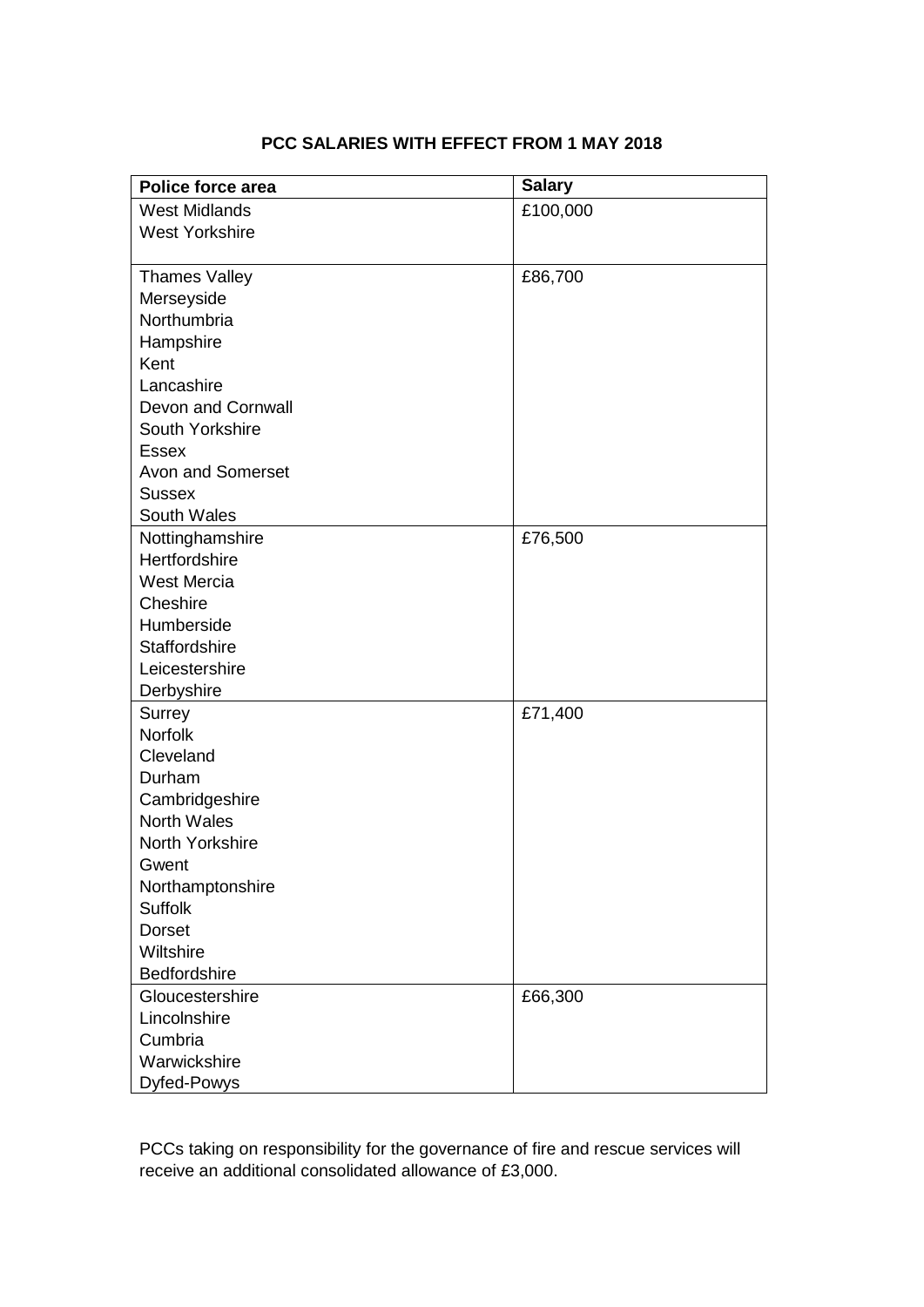**PCC SALARIES WITH EFFECT FROM 1 MAY 2018**

| Police force area | Salary |
|---|---|
| West Midlands<br>West Yorkshire | £100,000 |
| Thames Valley<br>Merseyside<br>Northumbria<br>Hampshire<br>Kent<br>Lancashire<br>Devon and Cornwall<br>South Yorkshire<br>Essex<br>Avon and Somerset<br>Sussex<br>South Wales | £86,700 |
| Nottinghamshire<br>Hertfordshire<br>West Mercia<br>Cheshire<br>Humberside<br>Staffordshire<br>Leicestershire<br>Derbyshire | £76,500 |
| Surrey<br>Norfolk<br>Cleveland<br>Durham<br>Cambridgeshire<br>North Wales<br>North Yorkshire<br>Gwent<br>Northamptonshire<br>Suffolk<br>Dorset<br>Wiltshire<br>Bedfordshire | £71,400 |
| Gloucestershire<br>Lincolnshire<br>Cumbria<br>Warwickshire<br>Dyfed-Powys | £66,300 |

PCCs taking on responsibility for the governance of fire and rescue services will receive an additional consolidated allowance of £3,000.